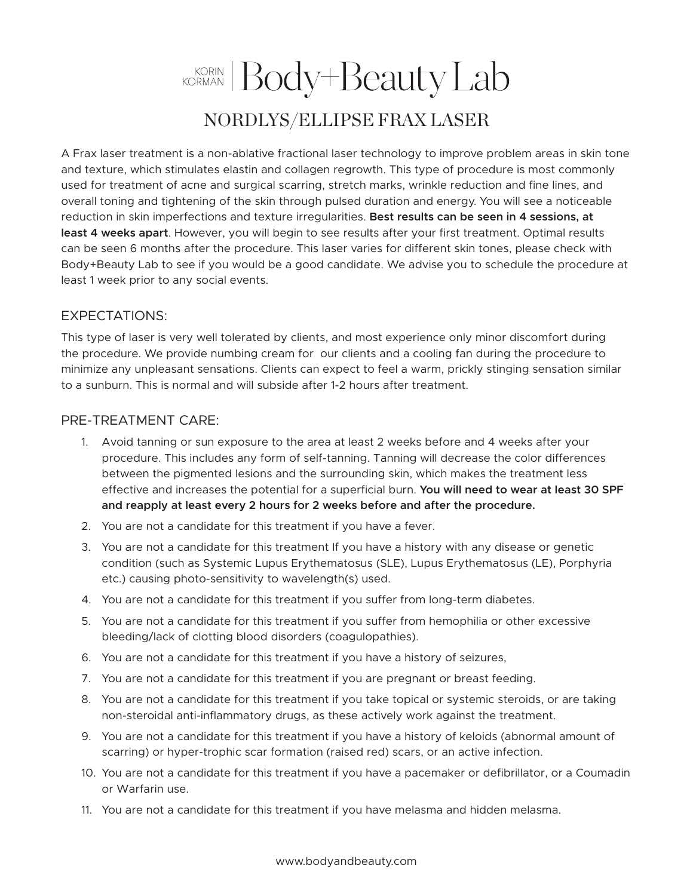# KORIN KORMAN | Body+Beauty Lab

## NORDLYS/ELLIPSE FRAX LASER

A Frax laser treatment is a non-ablative fractional laser technology to improve problem areas in skin tone and texture, which stimulates elastin and collagen regrowth. This type of procedure is most commonly used for treatment of acne and surgical scarring, stretch marks, wrinkle reduction and fine lines, and overall toning and tightening of the skin through pulsed duration and energy. You will see a noticeable reduction in skin imperfections and texture irregularities. **Best results can be seen in 4 sessions, at least 4 weeks apart**. However, you will begin to see results after your first treatment. Optimal results can be seen 6 months after the procedure. This laser varies for different skin tones, please check with Body+Beauty Lab to see if you would be a good candidate. We advise you to schedule the procedure at least 1 week prior to any social events.

### EXPECTATIONS:

This type of laser is very well tolerated by clients, and most experience only minor discomfort during the procedure. We provide numbing cream for our clients and a cooling fan during the procedure to minimize any unpleasant sensations. Clients can expect to feel a warm, prickly stinging sensation similar to a sunburn. This is normal and will subside after 1-2 hours after treatment.

### PRE-TREATMENT CARE:

1. Avoid tanning or sun exposure to the area at least 2 weeks before and 4 weeks after your procedure. This includes any form of self-tanning. Tanning will decrease the color differences between the pigmented lesions and the surrounding skin, which makes the treatment less effective and increases the potential for a superficial burn. **You will need to wear at least 30 SPF and reapply at least every 2 hours for 2 weeks before and after the procedure.**
2. You are not a candidate for this treatment if you have a fever.
3. You are not a candidate for this treatment If you have a history with any disease or genetic condition (such as Systemic Lupus Erythematosus (SLE), Lupus Erythematosus (LE), Porphyria etc.) causing photo-sensitivity to wavelength(s) used.
4. You are not a candidate for this treatment if you suffer from long-term diabetes.
5. You are not a candidate for this treatment if you suffer from hemophilia or other excessive bleeding/lack of clotting blood disorders (coagulopathies).
6. You are not a candidate for this treatment if you have a history of seizures,
7. You are not a candidate for this treatment if you are pregnant or breast feeding.
8. You are not a candidate for this treatment if you take topical or systemic steroids, or are taking non-steroidal anti-inflammatory drugs, as these actively work against the treatment.
9. You are not a candidate for this treatment if you have a history of keloids (abnormal amount of scarring) or hyper-trophic scar formation (raised red) scars, or an active infection.
10. You are not a candidate for this treatment if you have a pacemaker or defibrillator, or a Coumadin or Warfarin use.
11. You are not a candidate for this treatment if you have melasma and hidden melasma.

www.bodyandbeauty.com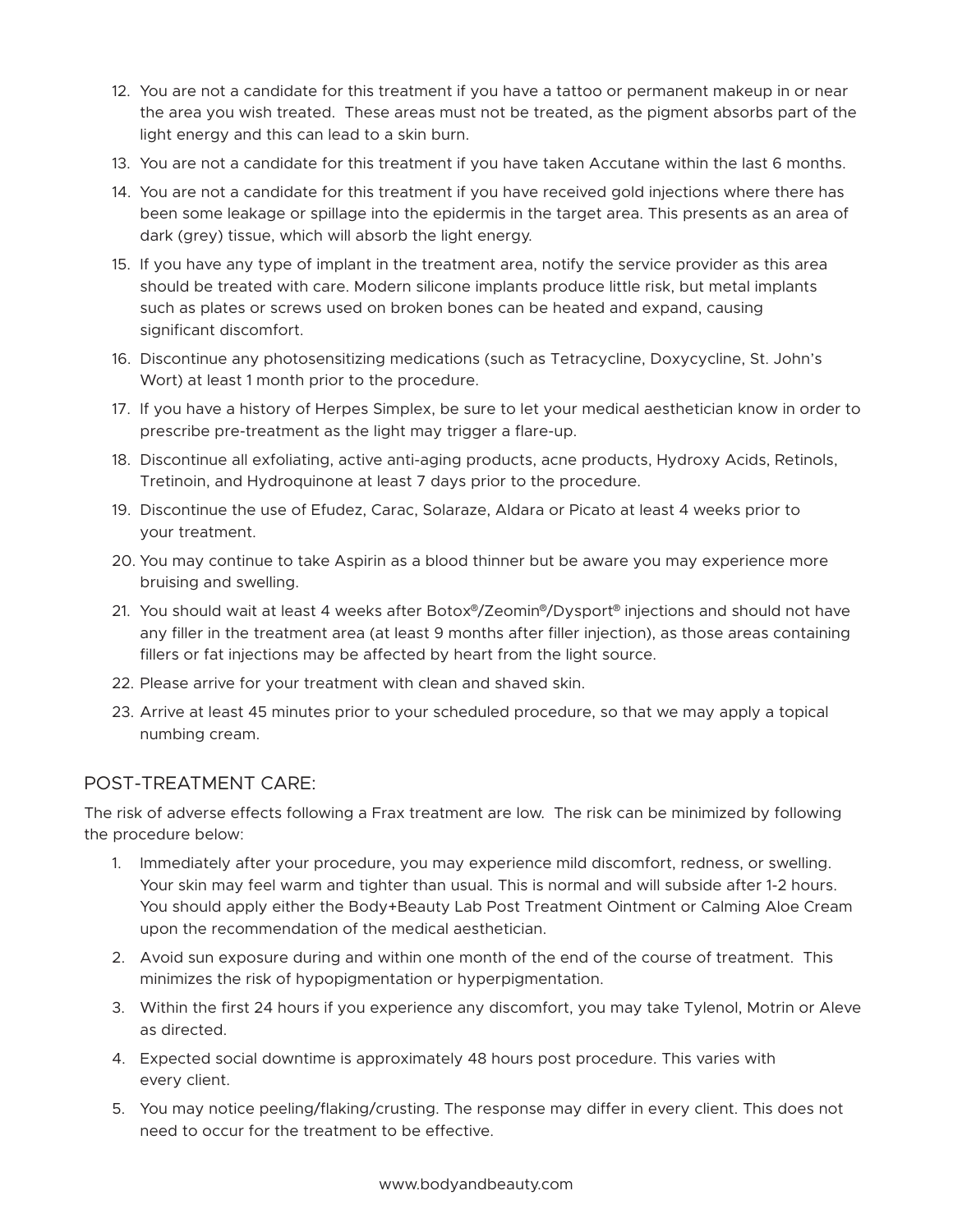12. You are not a candidate for this treatment if you have a tattoo or permanent makeup in or near the area you wish treated. These areas must not be treated, as the pigment absorbs part of the light energy and this can lead to a skin burn.
13. You are not a candidate for this treatment if you have taken Accutane within the last 6 months.
14. You are not a candidate for this treatment if you have received gold injections where there has been some leakage or spillage into the epidermis in the target area. This presents as an area of dark (grey) tissue, which will absorb the light energy.
15. If you have any type of implant in the treatment area, notify the service provider as this area should be treated with care. Modern silicone implants produce little risk, but metal implants such as plates or screws used on broken bones can be heated and expand, causing significant discomfort.
16. Discontinue any photosensitizing medications (such as Tetracycline, Doxycycline, St. John's Wort) at least 1 month prior to the procedure.
17. If you have a history of Herpes Simplex, be sure to let your medical aesthetician know in order to prescribe pre-treatment as the light may trigger a flare-up.
18. Discontinue all exfoliating, active anti-aging products, acne products, Hydroxy Acids, Retinols, Tretinoin, and Hydroquinone at least 7 days prior to the procedure.
19. Discontinue the use of Efudez, Carac, Solaraze, Aldara or Picato at least 4 weeks prior to your treatment.
20. You may continue to take Aspirin as a blood thinner but be aware you may experience more bruising and swelling.
21. You should wait at least 4 weeks after Botox®/Zeomin®/Dysport® injections and should not have any filler in the treatment area (at least 9 months after filler injection), as those areas containing fillers or fat injections may be affected by heart from the light source.
22. Please arrive for your treatment with clean and shaved skin.
23. Arrive at least 45 minutes prior to your scheduled procedure, so that we may apply a topical numbing cream.

## POST-TREATMENT CARE:

The risk of adverse effects following a Frax treatment are low. The risk can be minimized by following the procedure below:

1. Immediately after your procedure, you may experience mild discomfort, redness, or swelling. Your skin may feel warm and tighter than usual. This is normal and will subside after 1-2 hours. You should apply either the Body+Beauty Lab Post Treatment Ointment or Calming Aloe Cream upon the recommendation of the medical aesthetician.
2. Avoid sun exposure during and within one month of the end of the course of treatment. This minimizes the risk of hypopigmentation or hyperpigmentation.
3. Within the first 24 hours if you experience any discomfort, you may take Tylenol, Motrin or Aleve as directed.
4. Expected social downtime is approximately 48 hours post procedure. This varies with every client.
5. You may notice peeling/flaking/crusting. The response may differ in every client. This does not need to occur for the treatment to be effective.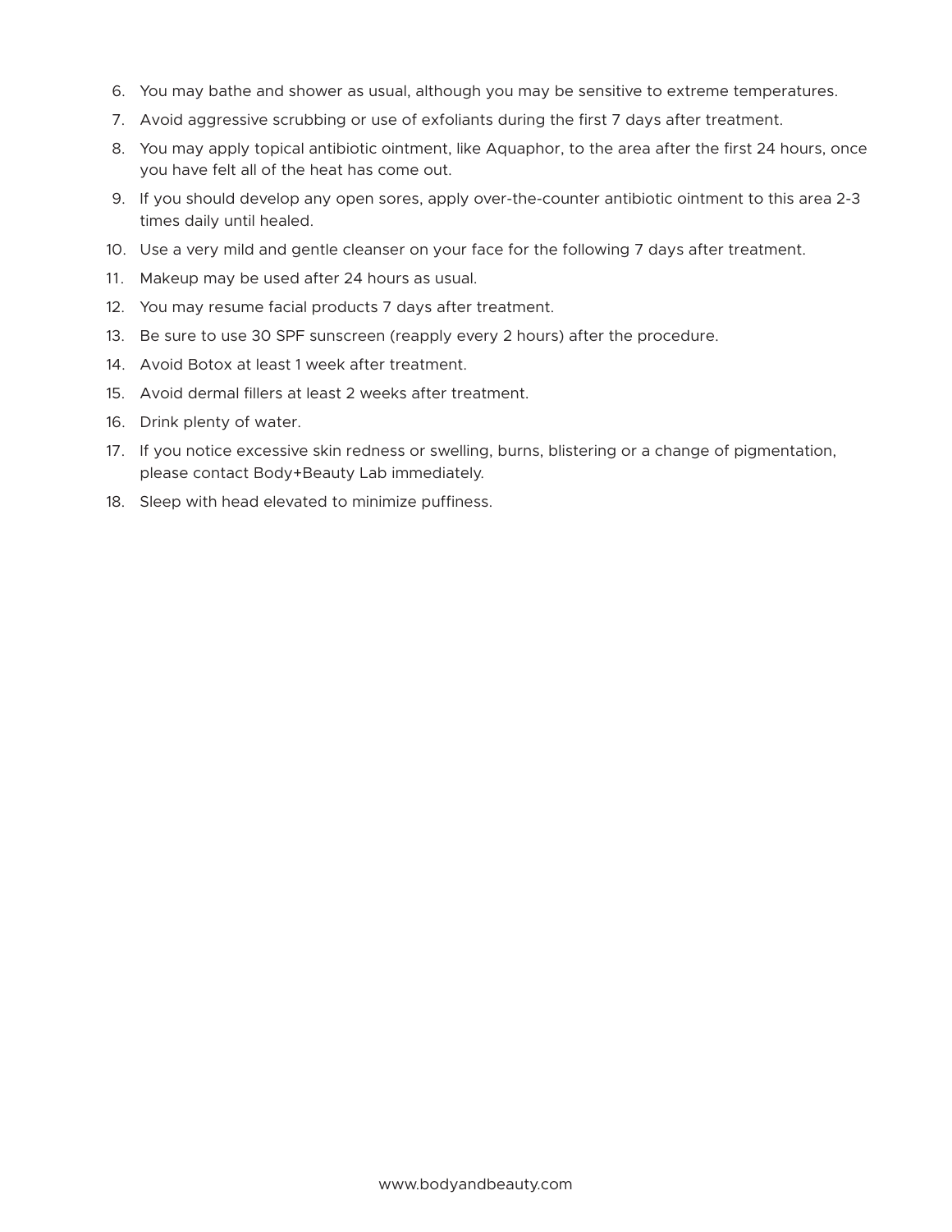6. You may bathe and shower as usual, although you may be sensitive to extreme temperatures.
7. Avoid aggressive scrubbing or use of exfoliants during the first 7 days after treatment.
8. You may apply topical antibiotic ointment, like Aquaphor, to the area after the first 24 hours, once you have felt all of the heat has come out.
9. If you should develop any open sores, apply over-the-counter antibiotic ointment to this area 2-3 times daily until healed.
10. Use a very mild and gentle cleanser on your face for the following 7 days after treatment.
11. Makeup may be used after 24 hours as usual.
12. You may resume facial products 7 days after treatment.
13. Be sure to use 30 SPF sunscreen (reapply every 2 hours) after the procedure.
14. Avoid Botox at least 1 week after treatment.
15. Avoid dermal fillers at least 2 weeks after treatment.
16. Drink plenty of water.
17. If you notice excessive skin redness or swelling, burns, blistering or a change of pigmentation, please contact Body+Beauty Lab immediately.
18. Sleep with head elevated to minimize puffiness.

www.bodyandbeauty.com